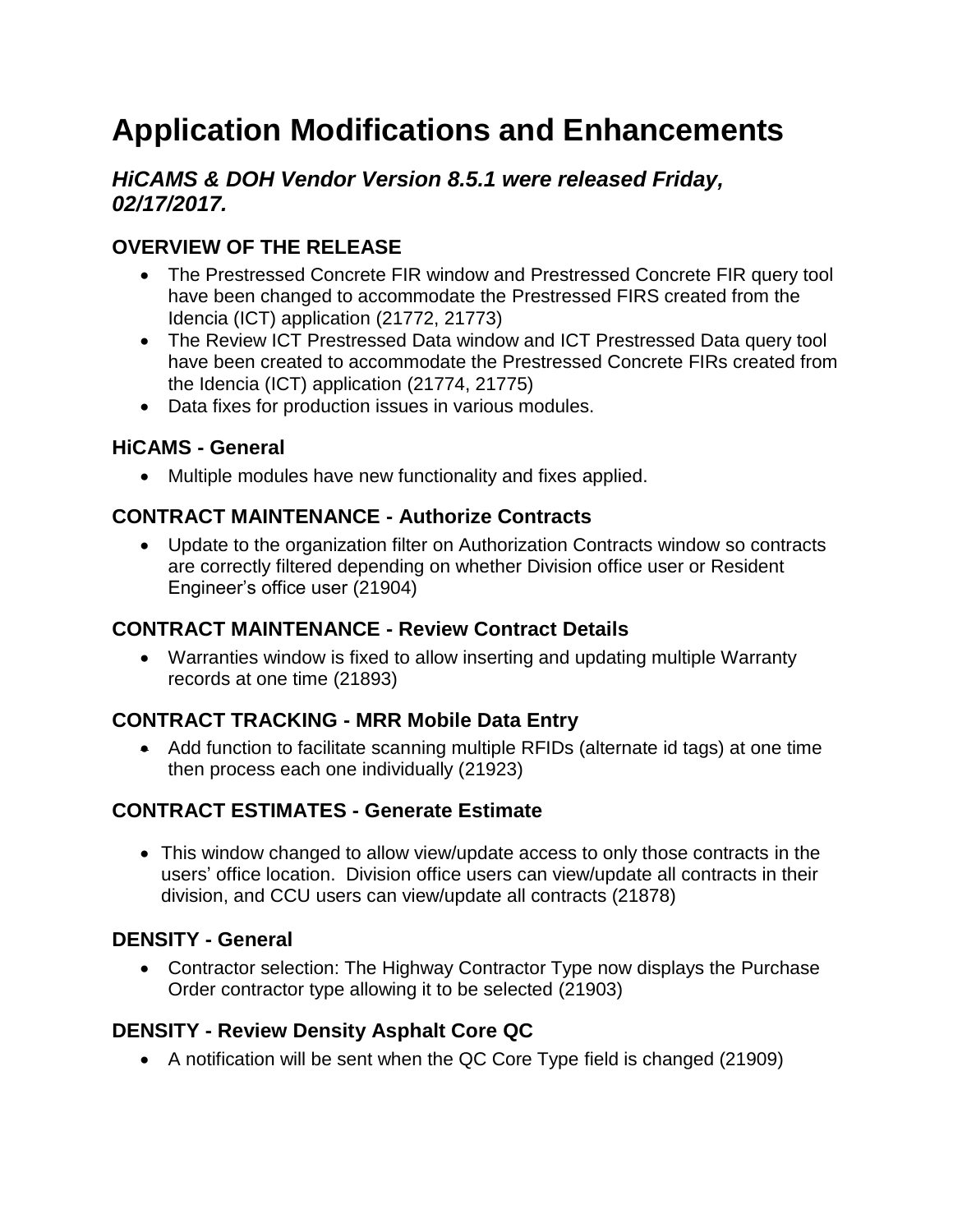# Application Modifications and Enhancements

### *HiCAMS & DOH Vendor Version 8.5.1 were released Friday, 02/17/2017.*

## OVERVIEW OF THE RELEASE

- The Prestressed Concrete FIR window and Prestressed Concrete FIR query tool have been changed to accommodate the Prestressed FIRS created from the Idencia (ICT) application (21772, 21773)
- The Review ICT Prestressed Data window and ICT Prestressed Data query tool have been created to accommodate the Prestressed Concrete FIRs created from the Idencia (ICT) application (21774, 21775)
- Data fixes for production issues in various modules.

## HiCAMS - General

- Multiple modules have new functionality and fixes applied.

## CONTRACT MAINTENANCE - Authorize Contracts

- Update to the organization filter on Authorization Contracts window so contracts are correctly filtered depending on whether Division office user or Resident Engineer's office user (21904)

## CONTRACT MAINTENANCE - Review Contract Details

- Warranties window is fixed to allow inserting and updating multiple Warranty records at one time (21893)

## CONTRACT TRACKING - MRR Mobile Data Entry

- Add function to facilitate scanning multiple RFIDs (alternate id tags) at one time then process each one individually (21923)

## CONTRACT ESTIMATES - Generate Estimate

- This window changed to allow view/update access to only those contracts in the users' office location. Division office users can view/update all contracts in their division, and CCU users can view/update all contracts (21878)

## DENSITY - General

- Contractor selection: The Highway Contractor Type now displays the Purchase Order contractor type allowing it to be selected (21903)

## DENSITY - Review Density Asphalt Core QC

- A notification will be sent when the QC Core Type field is changed (21909)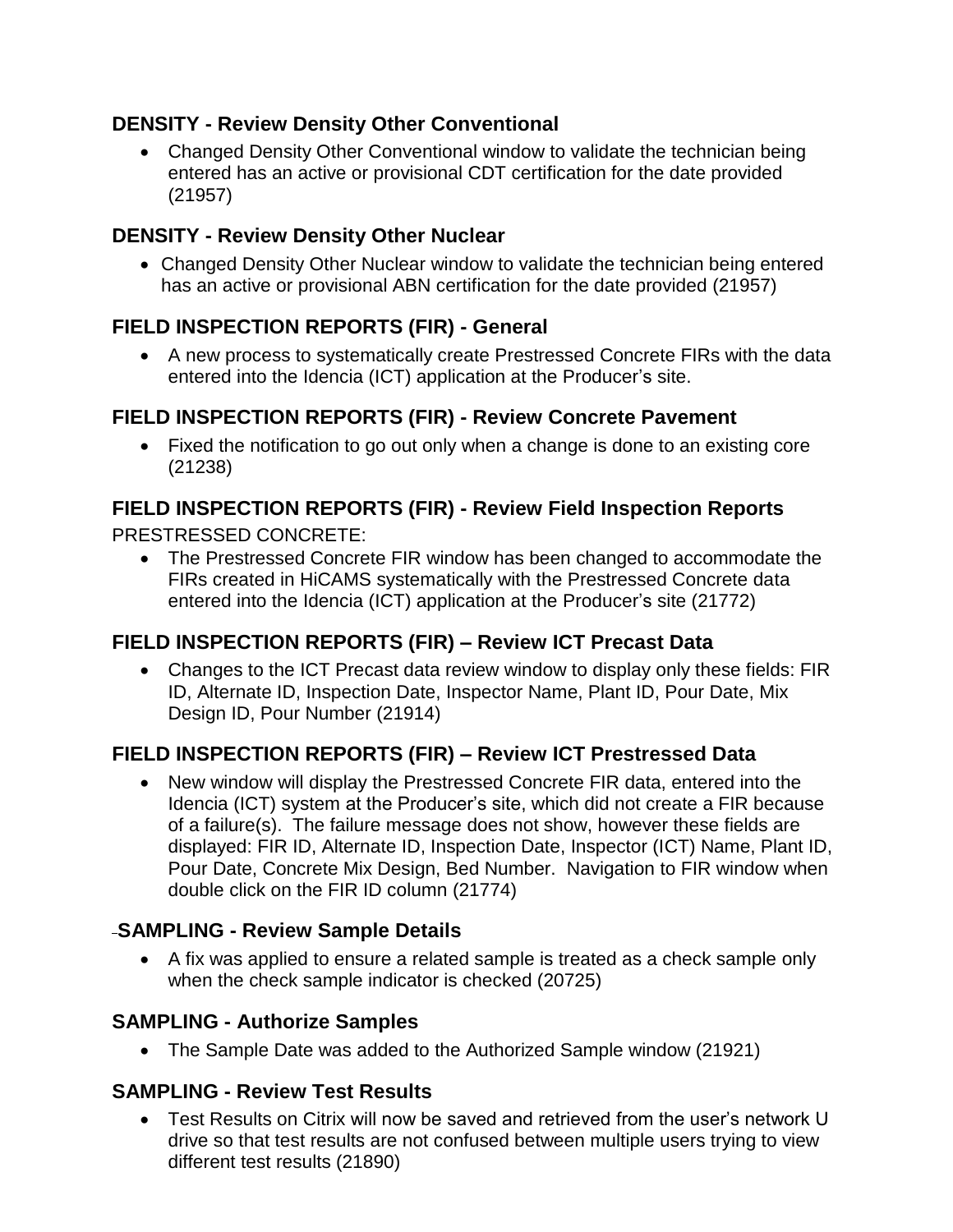### DENSITY - Review Density Other Conventional

- Changed Density Other Conventional window to validate the technician being entered has an active or provisional CDT certification for the date provided (21957)

### DENSITY - Review Density Other Nuclear

- Changed Density Other Nuclear window to validate the technician being entered has an active or provisional ABN certification for the date provided (21957)

### FIELD INSPECTION REPORTS (FIR) - General

- A new process to systematically create Prestressed Concrete FIRs with the data entered into the Idencia (ICT) application at the Producer's site.

### FIELD INSPECTION REPORTS (FIR) - Review Concrete Pavement

- Fixed the notification to go out only when a change is done to an existing core (21238)

### FIELD INSPECTION REPORTS (FIR) - Review Field Inspection Reports

PRESTRESSED CONCRETE:

- The Prestressed Concrete FIR window has been changed to accommodate the FIRs created in HiCAMS systematically with the Prestressed Concrete data entered into the Idencia (ICT) application at the Producer's site (21772)

### FIELD INSPECTION REPORTS (FIR) – Review ICT Precast Data

- Changes to the ICT Precast data review window to display only these fields: FIR ID, Alternate ID, Inspection Date, Inspector Name, Plant ID, Pour Date, Mix Design ID, Pour Number (21914)

### FIELD INSPECTION REPORTS (FIR) – Review ICT Prestressed Data

- New window will display the Prestressed Concrete FIR data, entered into the Idencia (ICT) system at the Producer's site, which did not create a FIR because of a failure(s). The failure message does not show, however these fields are displayed: FIR ID, Alternate ID, Inspection Date, Inspector (ICT) Name, Plant ID, Pour Date, Concrete Mix Design, Bed Number. Navigation to FIR window when double click on the FIR ID column (21774)

### SAMPLING - Review Sample Details

- A fix was applied to ensure a related sample is treated as a check sample only when the check sample indicator is checked (20725)

### SAMPLING - Authorize Samples

- The Sample Date was added to the Authorized Sample window (21921)

### SAMPLING - Review Test Results

- Test Results on Citrix will now be saved and retrieved from the user's network U drive so that test results are not confused between multiple users trying to view different test results (21890)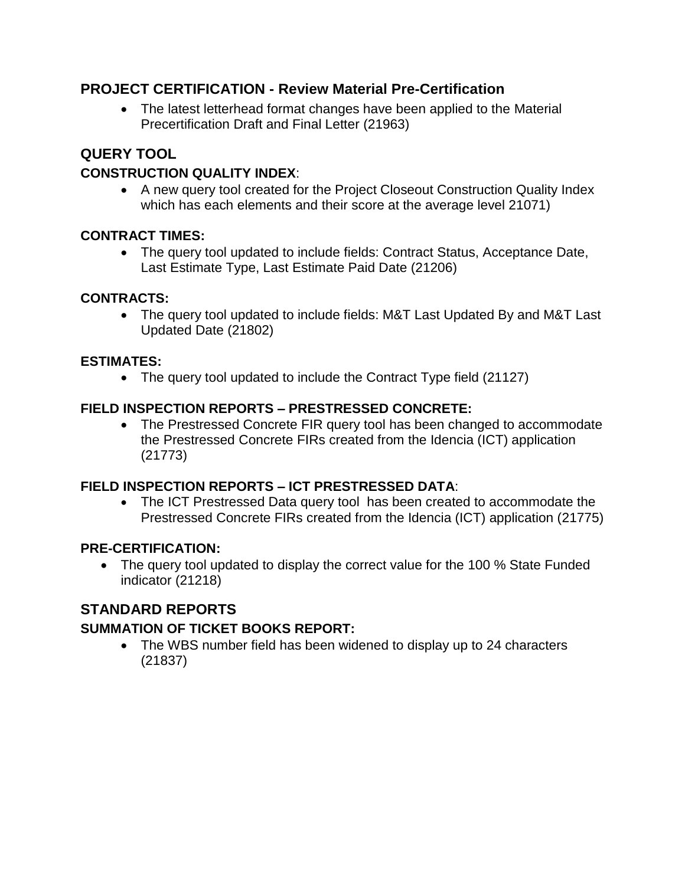## PROJECT CERTIFICATION - Review Material Pre-Certification

- The latest letterhead format changes have been applied to the Material Precertification Draft and Final Letter (21963)

## QUERY TOOL

### CONSTRUCTION QUALITY INDEX:

- A new query tool created for the Project Closeout Construction Quality Index which has each elements and their score at the average level 21071)

### CONTRACT TIMES:

- The query tool updated to include fields: Contract Status, Acceptance Date, Last Estimate Type, Last Estimate Paid Date (21206)

### CONTRACTS:

- The query tool updated to include fields: M&T Last Updated By and M&T Last Updated Date (21802)

### ESTIMATES:

- The query tool updated to include the Contract Type field (21127)

### FIELD INSPECTION REPORTS – PRESTRESSED CONCRETE:

- The Prestressed Concrete FIR query tool has been changed to accommodate the Prestressed Concrete FIRs created from the Idencia (ICT) application (21773)

### FIELD INSPECTION REPORTS – ICT PRESTRESSED DATA:

- The ICT Prestressed Data query tool has been created to accommodate the Prestressed Concrete FIRs created from the Idencia (ICT) application (21775)

### PRE-CERTIFICATION:

- The query tool updated to display the correct value for the 100 % State Funded indicator (21218)

## STANDARD REPORTS

### SUMMATION OF TICKET BOOKS REPORT:

- The WBS number field has been widened to display up to 24 characters (21837)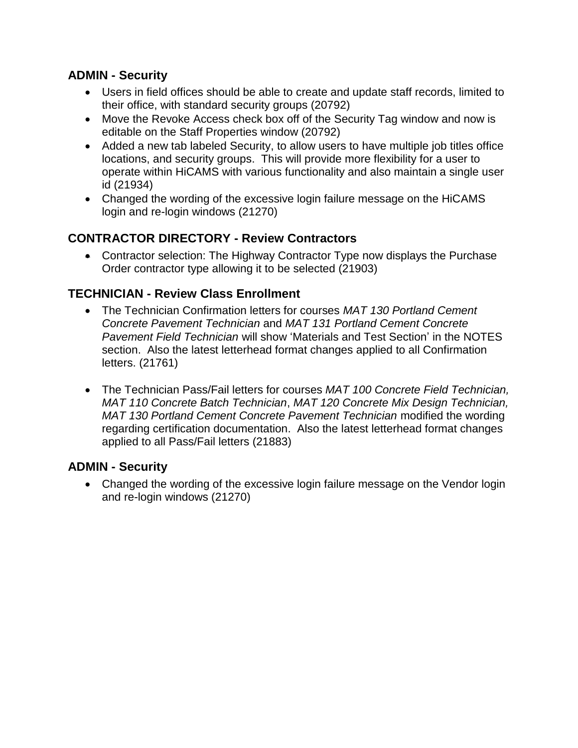## ADMIN - Security

- Users in field offices should be able to create and update staff records, limited to their office, with standard security groups (20792)
- Move the Revoke Access check box off of the Security Tag window and now is editable on the Staff Properties window (20792)
- Added a new tab labeled Security, to allow users to have multiple job titles office locations, and security groups. This will provide more flexibility for a user to operate within HiCAMS with various functionality and also maintain a single user id (21934)
- Changed the wording of the excessive login failure message on the HiCAMS login and re-login windows (21270)

## CONTRACTOR DIRECTORY - Review Contractors

- Contractor selection: The Highway Contractor Type now displays the Purchase Order contractor type allowing it to be selected (21903)

## TECHNICIAN - Review Class Enrollment

- The Technician Confirmation letters for courses *MAT 130 Portland Cement Concrete Pavement Technician* and *MAT 131 Portland Cement Concrete Pavement Field Technician* will show 'Materials and Test Section' in the NOTES section. Also the latest letterhead format changes applied to all Confirmation letters. (21761)

- The Technician Pass/Fail letters for courses *MAT 100 Concrete Field Technician, MAT 110 Concrete Batch Technician*, *MAT 120 Concrete Mix Design Technician, MAT 130 Portland Cement Concrete Pavement Technician* modified the wording regarding certification documentation. Also the latest letterhead format changes applied to all Pass/Fail letters (21883)

## ADMIN - Security

- Changed the wording of the excessive login failure message on the Vendor login and re-login windows (21270)